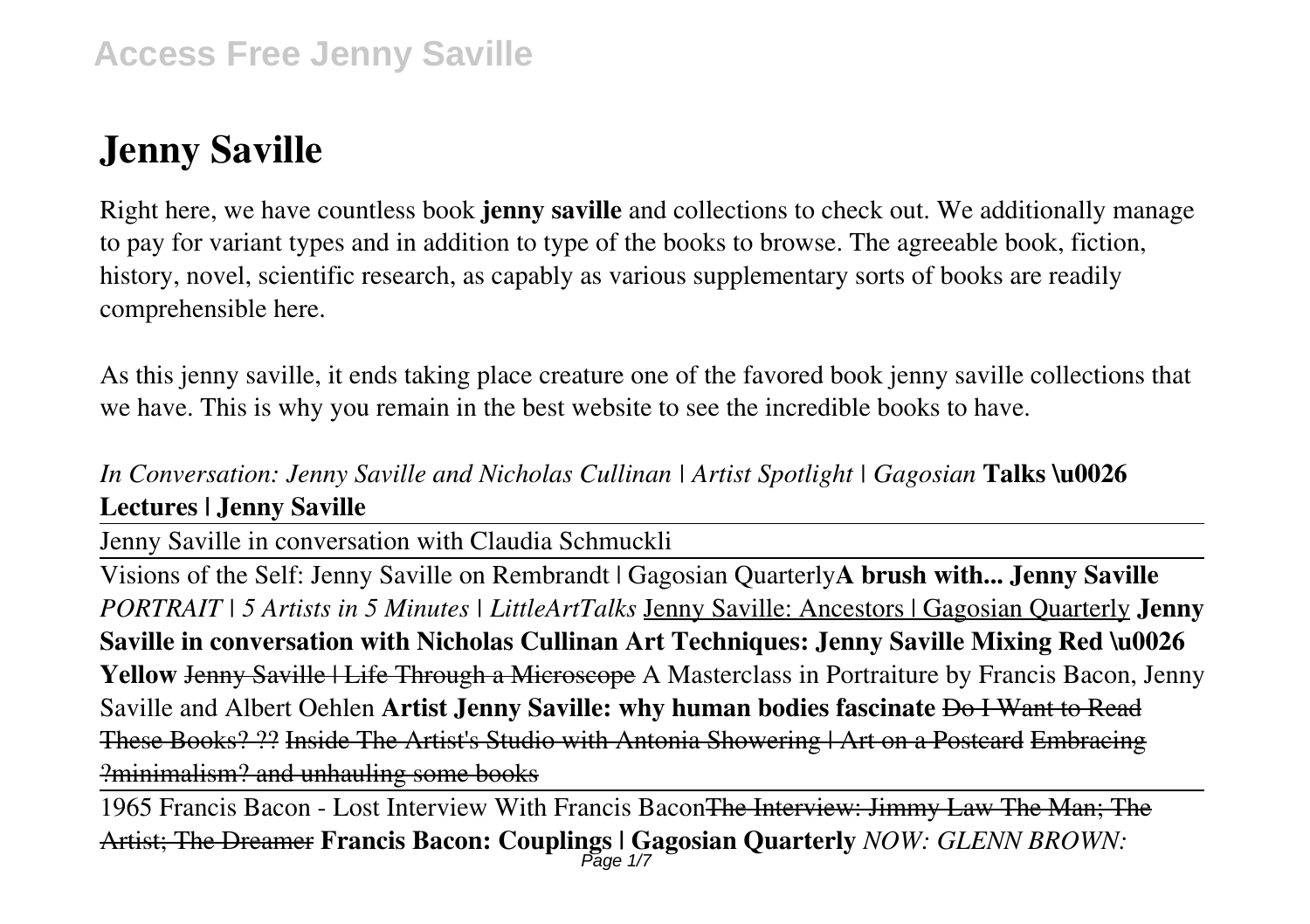# Jenny Saville

Right here, we have countless book **jenny saville** and collections to check out. We additionally manage to pay for variant types and in addition to type of the books to browse. The agreeable book, fiction, history, novel, scientific research, as capably as various supplementary sorts of books are readily comprehensible here.

As this jenny saville, it ends taking place creature one of the favored book jenny saville collections that we have. This is why you remain in the best website to see the incredible books to have.

*In Conversation: Jenny Saville and Nicholas Cullinan | Artist Spotlight | Gagosian* **Talks \u0026 Lectures | Jenny Saville**

Jenny Saville in conversation with Claudia Schmuckli

Visions of the Self: Jenny Saville on Rembrandt | Gagosian Quarterly **A brush with... Jenny Saville** *PORTRAIT | 5 Artists in 5 Minutes | LittleArtTalks* Jenny Saville: Ancestors | Gagosian Quarterly **Jenny Saville in conversation with Nicholas Cullinan Art Techniques: Jenny Saville Mixing Red \u0026 Yellow** ~~Jenny Saville | Life Through a Microscope~~ A Masterclass in Portraiture by Francis Bacon, Jenny Saville and Albert Oehlen **Artist Jenny Saville: why human bodies fascinate** ~~Do I Want to Read These Books? ??~~ ~~Inside The Artist's Studio with Antonia Showering | Art on a Postcard~~ ~~Embracing ?minimalism? and unhauling some books~~

1965 Francis Bacon - Lost Interview With Francis Bacon ~~The Interview: Jimmy Law The Man; The Artist; The Dreamer~~ **Francis Bacon: Couplings | Gagosian Quarterly** *NOW: GLENN BROWN:*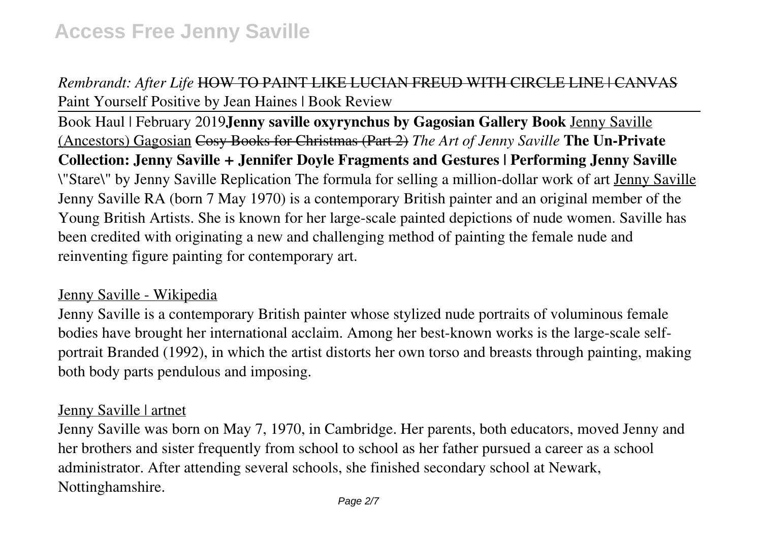*Rembrandt: After Life* ~~HOW TO PAINT LIKE LUCIAN FREUD WITH CIRCLE LINE | CANVAS~~ Paint Yourself Positive by Jean Haines | Book Review

---

Book Haul | February 2019**Jenny saville oxyrynchus by Gagosian Gallery Book** Jenny Saville (Ancestors) Gagosian ~~Cosy Books for Christmas (Part 2)~~ *The Art of Jenny Saville* **The Un-Private Collection: Jenny Saville + Jennifer Doyle Fragments and Gestures | Performing Jenny Saville** \"Stare\" by Jenny Saville Replication The formula for selling a million-dollar work of art Jenny Saville
Jenny Saville RA (born 7 May 1970) is a contemporary British painter and an original member of the Young British Artists. She is known for her large-scale painted depictions of nude women. Saville has been credited with originating a new and challenging method of painting the female nude and reinventing figure painting for contemporary art.

Jenny Saville - Wikipedia

Jenny Saville is a contemporary British painter whose stylized nude portraits of voluminous female bodies have brought her international acclaim. Among her best-known works is the large-scale self-portrait Branded (1992), in which the artist distorts her own torso and breasts through painting, making both body parts pendulous and imposing.

Jenny Saville | artnet

Jenny Saville was born on May 7, 1970, in Cambridge. Her parents, both educators, moved Jenny and her brothers and sister frequently from school to school as her father pursued a career as a school administrator. After attending several schools, she finished secondary school at Newark, Nottinghamshire.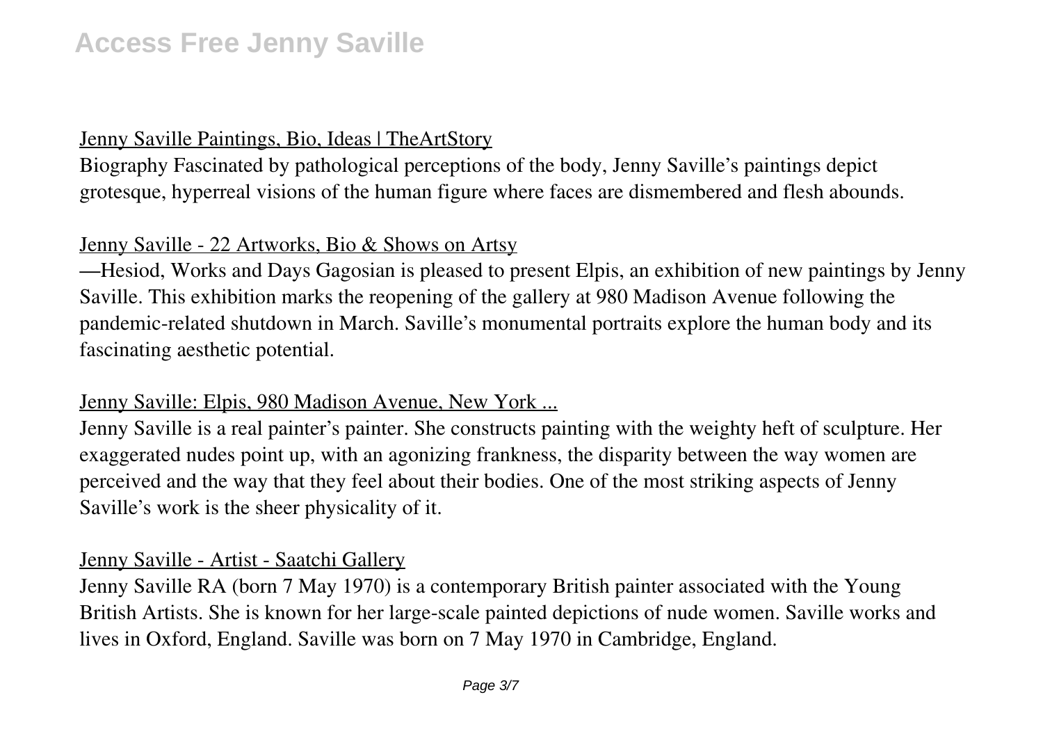## Jenny Saville Paintings, Bio, Ideas | TheArtStory

Biography Fascinated by pathological perceptions of the body, Jenny Saville's paintings depict grotesque, hyperreal visions of the human figure where faces are dismembered and flesh abounds.

## Jenny Saville - 22 Artworks, Bio & Shows on Artsy

—Hesiod, Works and Days Gagosian is pleased to present Elpis, an exhibition of new paintings by Jenny Saville. This exhibition marks the reopening of the gallery at 980 Madison Avenue following the pandemic-related shutdown in March. Saville's monumental portraits explore the human body and its fascinating aesthetic potential.

## Jenny Saville: Elpis, 980 Madison Avenue, New York ...

Jenny Saville is a real painter's painter. She constructs painting with the weighty heft of sculpture. Her exaggerated nudes point up, with an agonizing frankness, the disparity between the way women are perceived and the way that they feel about their bodies. One of the most striking aspects of Jenny Saville's work is the sheer physicality of it.

## Jenny Saville - Artist - Saatchi Gallery

Jenny Saville RA (born 7 May 1970) is a contemporary British painter associated with the Young British Artists. She is known for her large-scale painted depictions of nude women. Saville works and lives in Oxford, England. Saville was born on 7 May 1970 in Cambridge, England.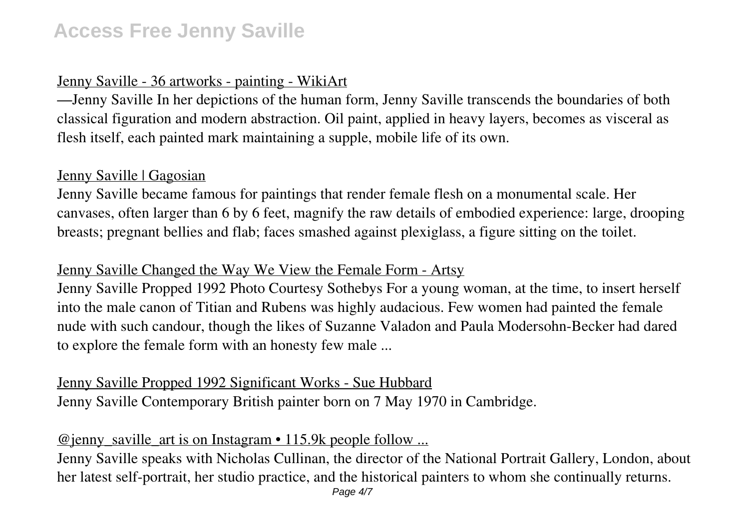Jenny Saville - 36 artworks - painting - WikiArt

—Jenny Saville In her depictions of the human form, Jenny Saville transcends the boundaries of both classical figuration and modern abstraction. Oil paint, applied in heavy layers, becomes as visceral as flesh itself, each painted mark maintaining a supple, mobile life of its own.

Jenny Saville | Gagosian

Jenny Saville became famous for paintings that render female flesh on a monumental scale. Her canvases, often larger than 6 by 6 feet, magnify the raw details of embodied experience: large, drooping breasts; pregnant bellies and flab; faces smashed against plexiglass, a figure sitting on the toilet.

Jenny Saville Changed the Way We View the Female Form - Artsy

Jenny Saville Propped 1992 Photo Courtesy Sothebys For a young woman, at the time, to insert herself into the male canon of Titian and Rubens was highly audacious. Few women had painted the female nude with such candour, though the likes of Suzanne Valadon and Paula Modersohn-Becker had dared to explore the female form with an honesty few male ...

Jenny Saville Propped 1992 Significant Works - Sue Hubbard

Jenny Saville Contemporary British painter born on 7 May 1970 in Cambridge.

@jenny_saville_art is on Instagram • 115.9k people follow ...

Jenny Saville speaks with Nicholas Cullinan, the director of the National Portrait Gallery, London, about her latest self-portrait, her studio practice, and the historical painters to whom she continually returns.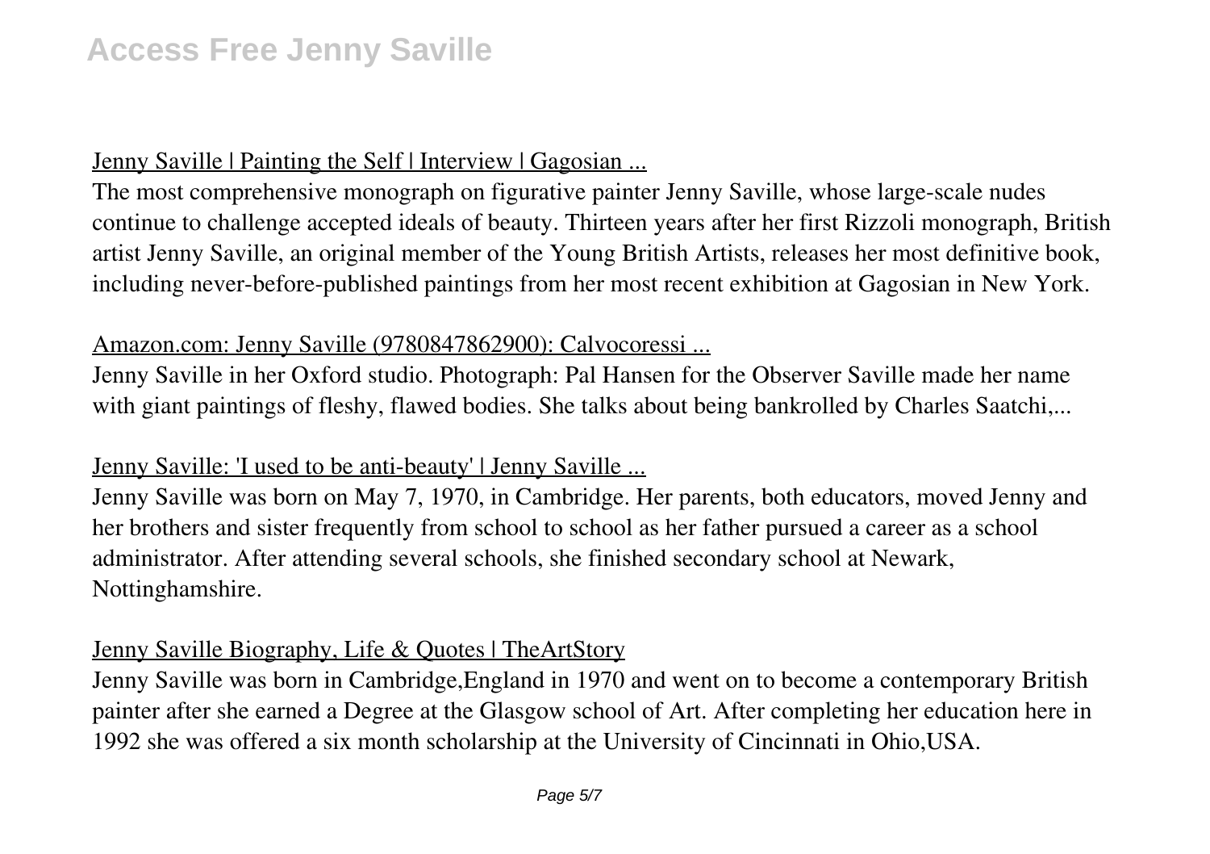## Jenny Saville | Painting the Self | Interview | Gagosian ...

The most comprehensive monograph on figurative painter Jenny Saville, whose large-scale nudes continue to challenge accepted ideals of beauty. Thirteen years after her first Rizzoli monograph, British artist Jenny Saville, an original member of the Young British Artists, releases her most definitive book, including never-before-published paintings from her most recent exhibition at Gagosian in New York.

## Amazon.com: Jenny Saville (9780847862900): Calvocoressi ...

Jenny Saville in her Oxford studio. Photograph: Pal Hansen for the Observer Saville made her name with giant paintings of fleshy, flawed bodies. She talks about being bankrolled by Charles Saatchi,...

## Jenny Saville: 'I used to be anti-beauty' | Jenny Saville ...

Jenny Saville was born on May 7, 1970, in Cambridge. Her parents, both educators, moved Jenny and her brothers and sister frequently from school to school as her father pursued a career as a school administrator. After attending several schools, she finished secondary school at Newark, Nottinghamshire.

## Jenny Saville Biography, Life & Quotes | TheArtStory

Jenny Saville was born in Cambridge,England in 1970 and went on to become a contemporary British painter after she earned a Degree at the Glasgow school of Art. After completing her education here in 1992 she was offered a six month scholarship at the University of Cincinnati in Ohio,USA.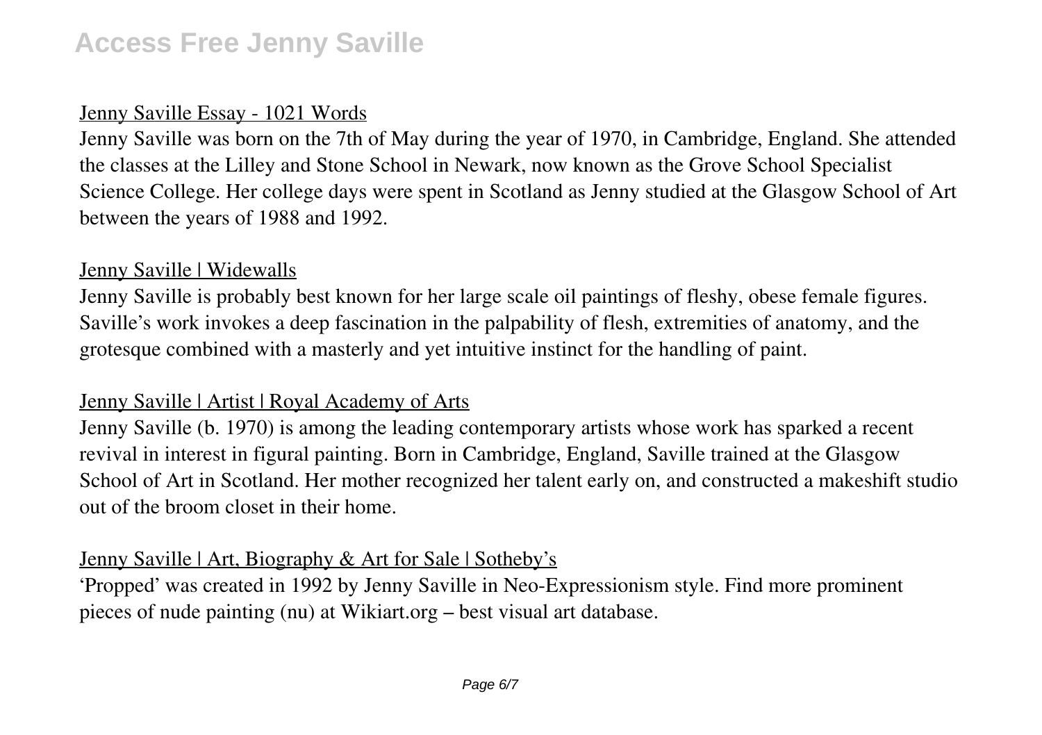## Jenny Saville Essay - 1021 Words

Jenny Saville was born on the 7th of May during the year of 1970, in Cambridge, England. She attended the classes at the Lilley and Stone School in Newark, now known as the Grove School Specialist Science College. Her college days were spent in Scotland as Jenny studied at the Glasgow School of Art between the years of 1988 and 1992.

## Jenny Saville | Widewalls

Jenny Saville is probably best known for her large scale oil paintings of fleshy, obese female figures. Saville's work invokes a deep fascination in the palpability of flesh, extremities of anatomy, and the grotesque combined with a masterly and yet intuitive instinct for the handling of paint.

## Jenny Saville | Artist | Royal Academy of Arts

Jenny Saville (b. 1970) is among the leading contemporary artists whose work has sparked a recent revival in interest in figural painting. Born in Cambridge, England, Saville trained at the Glasgow School of Art in Scotland. Her mother recognized her talent early on, and constructed a makeshift studio out of the broom closet in their home.

## Jenny Saville | Art, Biography & Art for Sale | Sotheby's

'Propped' was created in 1992 by Jenny Saville in Neo-Expressionism style. Find more prominent pieces of nude painting (nu) at Wikiart.org – best visual art database.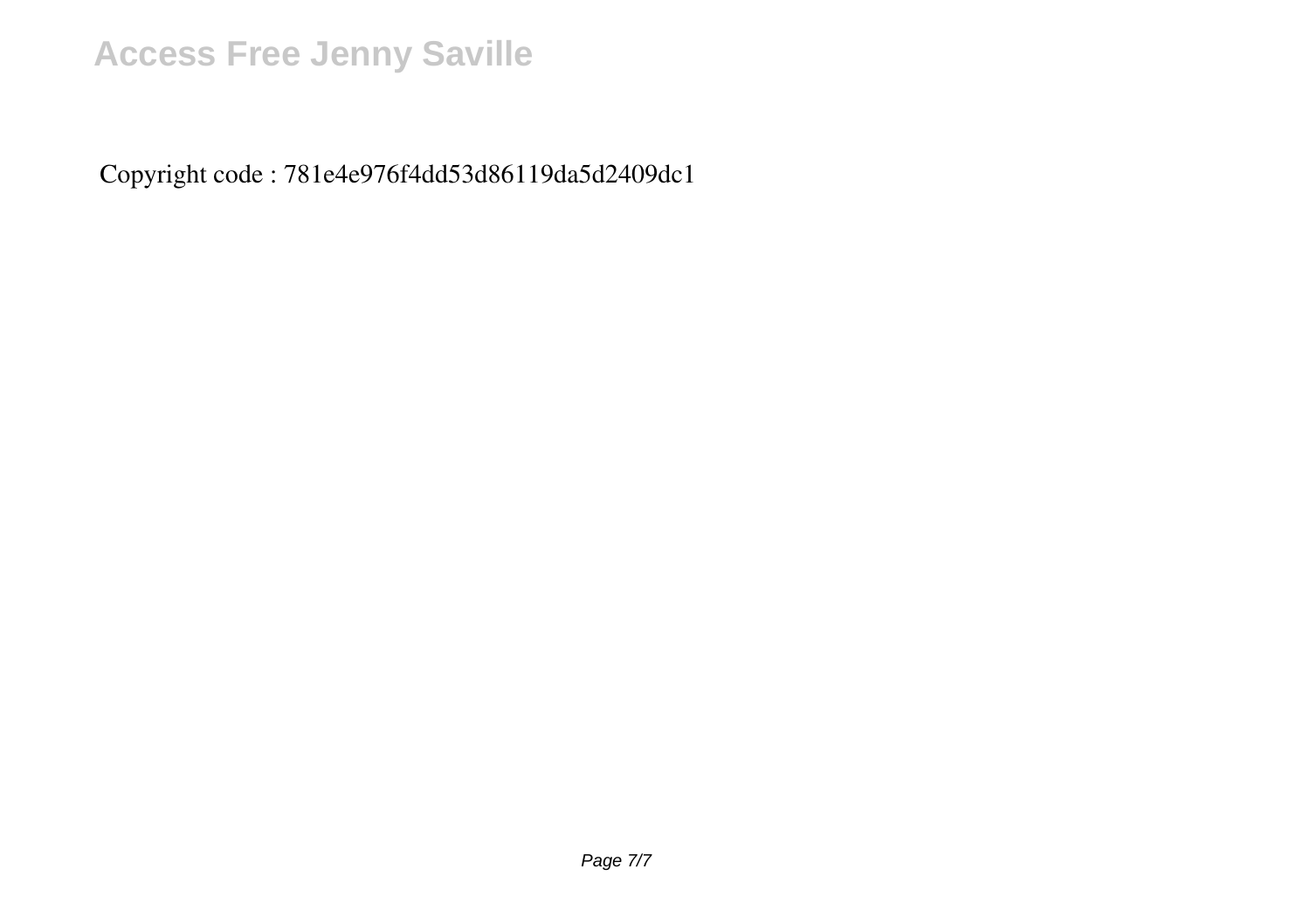Copyright code : 781e4e976f4dd53d86119da5d2409dc1